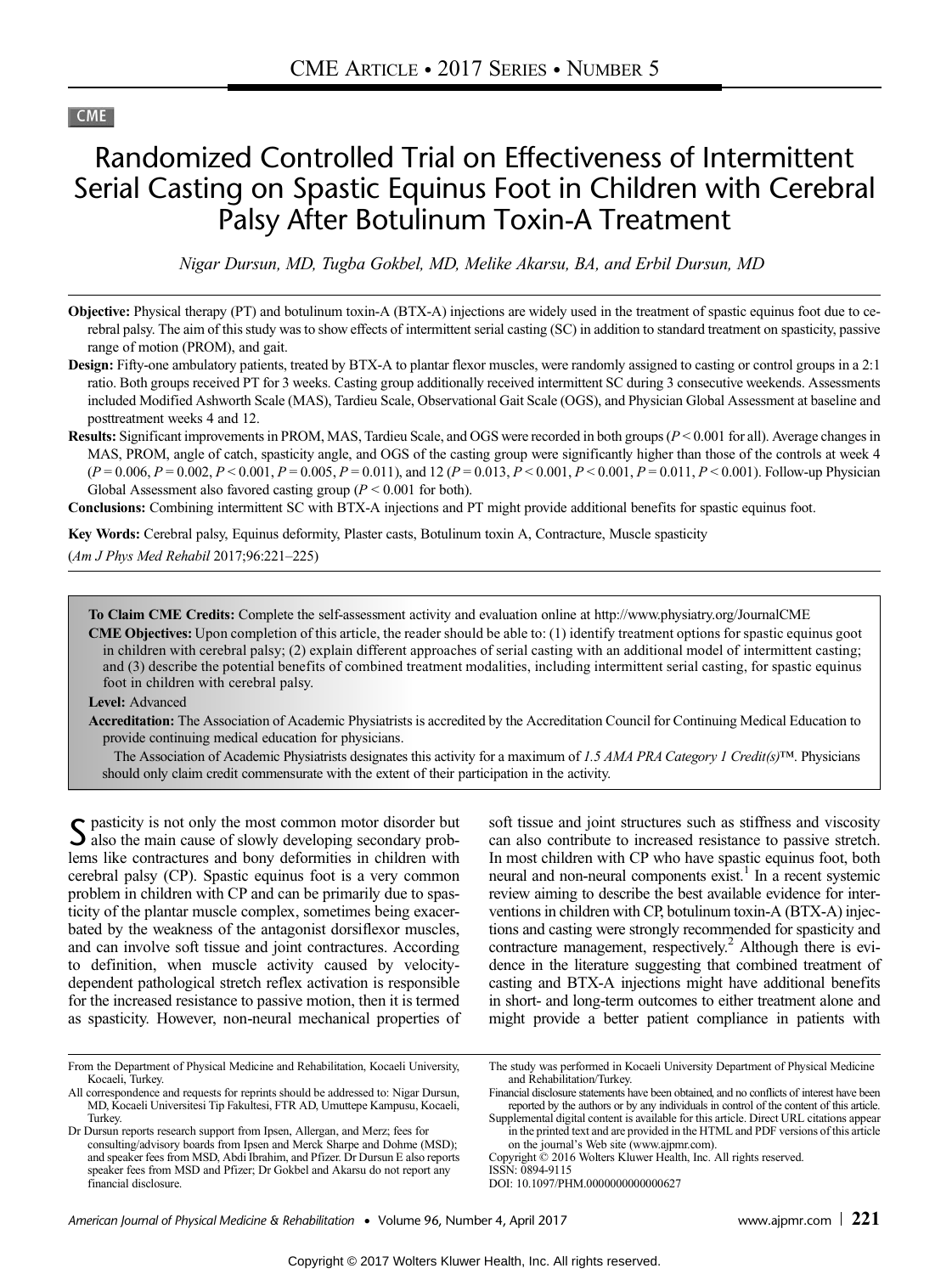CME

# Randomized Controlled Trial on Effectiveness of Intermittent Serial Casting on Spastic Equinus Foot in Children with Cerebral Palsy After Botulinum Toxin-A Treatment

*Nigar Dursun, MD, Tugba Gokbel, MD, Melike Akarsu, BA, and Erbil Dursun, MD*

**Objective:** Physical therapy (PT) and botulinum toxin-A (BTX-A) injections are widely used in the treatment of spastic equinus foot due to cerebral palsy. The aim of this study was to show effects of intermittent serial casting (SC) in addition to standard treatment on spasticity, passive range of motion (PROM), and gait.

**Design:** Fifty-one ambulatory patients, treated by BTX-A to plantar flexor muscles, were randomly assigned to casting or control groups in a 2:1 ratio. Both groups received PT for 3 weeks. Casting group additionally received intermittent SC during 3 consecutive weekends. Assessments included Modified Ashworth Scale (MAS), Tardieu Scale, Observational Gait Scale (OGS), and Physician Global Assessment at baseline and posttreatment weeks 4 and 12.

**Results:** Significant improvements in PROM, MAS, Tardieu Scale, and OGS were recorded in both groups ($P < 0.001$ for all). Average changes in MAS, PROM, angle of catch, spasticity angle, and OGS of the casting group were significantly higher than those of the controls at week 4 ($P = 0.006$, $P = 0.002$, $P < 0.001$, $P = 0.005$, $P = 0.011$), and 12 ($P = 0.013$, $P < 0.001$, $P < 0.001$, $P = 0.011$, $P < 0.001$). Follow-up Physician Global Assessment also favored casting group ($P < 0.001$ for both).

**Conclusions:** Combining intermittent SC with BTX-A injections and PT might provide additional benefits for spastic equinus foot.

**Key Words:** Cerebral palsy, Equinus deformity, Plaster casts, Botulinum toxin A, Contracture, Muscle spasticity

(*Am J Phys Med Rehabil* 2017;96:221–225)

**To Claim CME Credits:** Complete the self-assessment activity and evaluation online at http://www.physiatry.org/JournalCME

**CME Objectives:** Upon completion of this article, the reader should be able to: (1) identify treatment options for spastic equinus goot in children with cerebral palsy; (2) explain different approaches of serial casting with an additional model of intermittent casting; and (3) describe the potential benefits of combined treatment modalities, including intermittent serial casting, for spastic equinus foot in children with cerebral palsy.

**Level:** Advanced

**Accreditation:** The Association of Academic Physiatrists is accredited by the Accreditation Council for Continuing Medical Education to provide continuing medical education for physicians.

The Association of Academic Physiatrists designates this activity for a maximum of *1.5 AMA PRA Category 1 Credit(s)*™. Physicians should only claim credit commensurate with the extent of their participation in the activity.

Spasticity is not only the most common motor disorder but also the main cause of slowly developing secondary problems like contractures and bony deformities in children with cerebral palsy (CP). Spastic equinus foot is a very common problem in children with CP and can be primarily due to spasticity of the plantar muscle complex, sometimes being exacerbated by the weakness of the antagonist dorsiflexor muscles, and can involve soft tissue and joint contractures. According to definition, when muscle activity caused by velocity-dependent pathological stretch reflex activation is responsible for the increased resistance to passive motion, then it is termed as spasticity. However, non-neural mechanical properties of soft tissue and joint structures such as stiffness and viscosity can also contribute to increased resistance to passive stretch. In most children with CP who have spastic equinus foot, both neural and non-neural components exist.[1] In a recent systemic review aiming to describe the best available evidence for interventions in children with CP, botulinum toxin-A (BTX-A) injections and casting were strongly recommended for spasticity and contracture management, respectively.[2] Although there is evidence in the literature suggesting that combined treatment of casting and BTX-A injections might have additional benefits in short- and long-term outcomes to either treatment alone and might provide a better patient compliance in patients with

From the Department of Physical Medicine and Rehabilitation, Kocaeli University, Kocaeli, Turkey.

All correspondence and requests for reprints should be addressed to: Nigar Dursun, MD, Kocaeli Universitesi Tip Fakultesi, FTR AD, Umuttepe Kampusu, Kocaeli, Turkey.

Dr Dursun reports research support from Ipsen, Allergan, and Merz; fees for consulting/advisory boards from Ipsen and Merck Sharpe and Dohme (MSD); and speaker fees from MSD, Abdi Ibrahim, and Pfizer. Dr Dursun E also reports speaker fees from MSD and Pfizer; Dr Gokbel and Akarsu do not report any financial disclosure.

The study was performed in Kocaeli University Department of Physical Medicine and Rehabilitation/Turkey.

Financial disclosure statements have been obtained, and no conflicts of interest have been reported by the authors or by any individuals in control of the content of this article.

Supplemental digital content is available for this article. Direct URL citations appear in the printed text and are provided in the HTML and PDF versions of this article on the journal's Web site (www.ajpmr.com).

Copyright © 2016 Wolters Kluwer Health, Inc. All rights reserved.

ISSN: 0894-9115

DOI: 10.1097/PHM.0000000000000627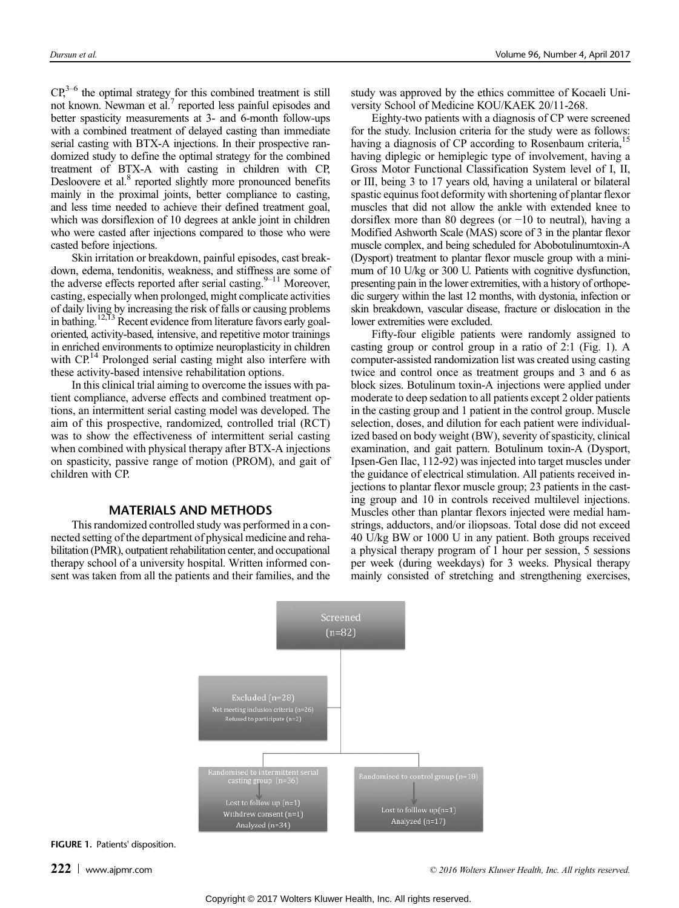CP,[3–6] the optimal strategy for this combined treatment is still not known. Newman et al.[7] reported less painful episodes and better spasticity measurements at 3- and 6-month follow-ups with a combined treatment of delayed casting than immediate serial casting with BTX-A injections. In their prospective randomized study to define the optimal strategy for the combined treatment of BTX-A with casting in children with CP, Desloovere et al.[8] reported slightly more pronounced benefits mainly in the proximal joints, better compliance to casting, and less time needed to achieve their defined treatment goal, which was dorsiflexion of 10 degrees at ankle joint in children who were casted after injections compared to those who were casted before injections.

Skin irritation or breakdown, painful episodes, cast breakdown, edema, tendonitis, weakness, and stiffness are some of the adverse effects reported after serial casting.[9–11] Moreover, casting, especially when prolonged, might complicate activities of daily living by increasing the risk of falls or causing problems in bathing.[12,13] Recent evidence from literature favors early goal-oriented, activity-based, intensive, and repetitive motor trainings in enriched environments to optimize neuroplasticity in children with CP.[14] Prolonged serial casting might also interfere with these activity-based intensive rehabilitation options.

In this clinical trial aiming to overcome the issues with patient compliance, adverse effects and combined treatment options, an intermittent serial casting model was developed. The aim of this prospective, randomized, controlled trial (RCT) was to show the effectiveness of intermittent serial casting when combined with physical therapy after BTX-A injections on spasticity, passive range of motion (PROM), and gait of children with CP.

## MATERIALS AND METHODS

This randomized controlled study was performed in a connected setting of the department of physical medicine and rehabilitation (PMR), outpatient rehabilitation center, and occupational therapy school of a university hospital. Written informed consent was taken from all the patients and their families, and the study was approved by the ethics committee of Kocaeli University School of Medicine KOU/KAEK 20/11-268.

Eighty-two patients with a diagnosis of CP were screened for the study. Inclusion criteria for the study were as follows: having a diagnosis of CP according to Rosenbaum criteria,[15] having diplegic or hemiplegic type of involvement, having a Gross Motor Functional Classification System level of I, II, or III, being 3 to 17 years old, having a unilateral or bilateral spastic equinus foot deformity with shortening of plantar flexor muscles that did not allow the ankle with extended knee to dorsiflex more than 80 degrees (or −10 to neutral), having a Modified Ashworth Scale (MAS) score of 3 in the plantar flexor muscle complex, and being scheduled for Abobotulinumtoxin-A (Dysport) treatment to plantar flexor muscle group with a minimum of 10 U/kg or 300 U. Patients with cognitive dysfunction, presenting pain in the lower extremities, with a history of orthopedic surgery within the last 12 months, with dystonia, infection or skin breakdown, vascular disease, fracture or dislocation in the lower extremities were excluded.

Fifty-four eligible patients were randomly assigned to casting group or control group in a ratio of 2:1 (Fig. 1). A computer-assisted randomization list was created using casting twice and control once as treatment groups and 3 and 6 as block sizes. Botulinum toxin-A injections were applied under moderate to deep sedation to all patients except 2 older patients in the casting group and 1 patient in the control group. Muscle selection, doses, and dilution for each patient were individualized based on body weight (BW), severity of spasticity, clinical examination, and gait pattern. Botulinum toxin-A (Dysport, Ipsen-Gen Ilac, 112-92) was injected into target muscles under the guidance of electrical stimulation. All patients received injections to plantar flexor muscle group; 23 patients in the casting group and 10 in controls received multilevel injections. Muscles other than plantar flexors injected were medial hamstrings, adductors, and/or iliopsoas. Total dose did not exceed 40 U/kg BW or 1000 U in any patient. Both groups received a physical therapy program of 1 hour per session, 5 sessions per week (during weekdays) for 3 weeks. Physical therapy mainly consisted of stretching and strengthening exercises,

Screened (n=82)

Excluded (n=28)
Not meeting inclusion criteria (n=26)
Refused to participate (n=2)

Randomised to intermittent serial casting group (n=36)
Lost to follow up (n=1)
Withdrew consent (n=1)
Analyzed (n=34)

Randomised to control group (n=18)
Lost to folllow up (n=1)
Analyzed (n=17)

FIGURE 1. Patients' disposition.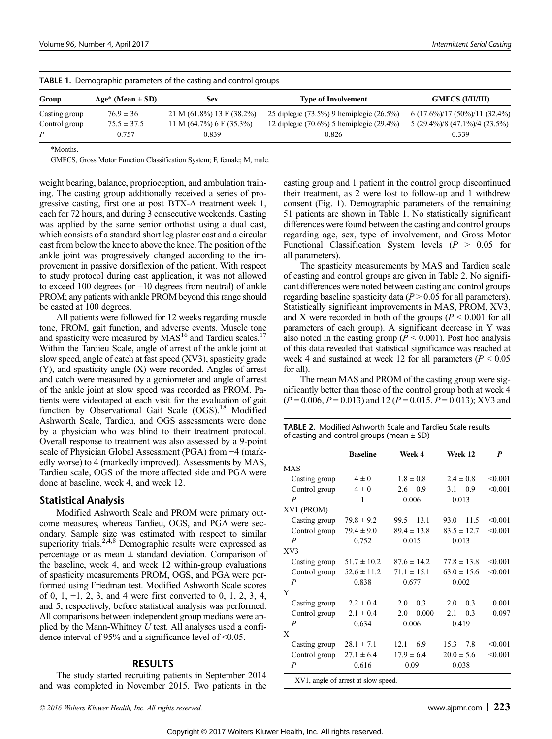**TABLE 1.** Demographic parameters of the casting and control groups

| Group | Age* (Mean ± SD) | Sex | Type of Involvement | GMFCS (I/II/III) |
|---|---|---|---|---|
| Casting group | 76.9 ± 36 | 21 M (61.8%) 13 F (38.2%) | 25 diplegic (73.5%) 9 hemiplegic (26.5%) | 6 (17.6%)/17 (50%)/11 (32.4%) |
| Control group | 75.5 ± 37.5 | 11 M (64.7%) 6 F (35.3%) | 12 diplegic (70.6%) 5 hemiplegic (29.4%) | 5 (29.4%)/8 (47.1%)/4 (23.5%) |
| *P* | 0.757 | 0.839 | 0.826 | 0.339 |

*Months.

GMFCS, Gross Motor Function Classification System; F, female; M, male.

weight bearing, balance, proprioception, and ambulation training. The casting group additionally received a series of progressive casting, first one at post–BTX-A treatment week 1, each for 72 hours, and during 3 consecutive weekends. Casting was applied by the same senior orthotist using a dual cast, which consists of a standard short leg plaster cast and a circular cast from below the knee to above the knee. The position of the ankle joint was progressively changed according to the improvement in passive dorsiflexion of the patient. With respect to study protocol during cast application, it was not allowed to exceed 100 degrees (or +10 degrees from neutral) of ankle PROM; any patients with ankle PROM beyond this range should be casted at 100 degrees.

All patients were followed for 12 weeks regarding muscle tone, PROM, gait function, and adverse events. Muscle tone and spasticity were measured by MAS[16] and Tardieu scales.[17] Within the Tardieu Scale, angle of arrest of the ankle joint at slow speed, angle of catch at fast speed (XV3), spasticity grade (Y), and spasticity angle (X) were recorded. Angles of arrest and catch were measured by a goniometer and angle of arrest of the ankle joint at slow speed was recorded as PROM. Patients were videotaped at each visit for the evaluation of gait function by Observational Gait Scale (OGS).[18] Modified Ashworth Scale, Tardieu, and OGS assessments were done by a physician who was blind to their treatment protocol. Overall response to treatment was also assessed by a 9-point scale of Physician Global Assessment (PGA) from −4 (markedly worse) to 4 (markedly improved). Assessments by MAS, Tardieu scale, OGS of the more affected side and PGA were done at baseline, week 4, and week 12.

## Statistical Analysis

Modified Ashworth Scale and PROM were primary outcome measures, whereas Tardieu, OGS, and PGA were secondary. Sample size was estimated with respect to similar superiority trials.[2,4,8] Demographic results were expressed as percentage or as mean ± standard deviation. Comparison of the baseline, week 4, and week 12 within-group evaluations of spasticity measurements PROM, OGS, and PGA were performed using Friedman test. Modified Ashworth Scale scores of 0, 1, +1, 2, 3, and 4 were first converted to 0, 1, 2, 3, 4, and 5, respectively, before statistical analysis was performed. All comparisons between independent group medians were applied by the Mann-Whitney *U* test. All analyses used a confidence interval of 95% and a significance level of <0.05.

## RESULTS

The study started recruiting patients in September 2014 and was completed in November 2015. Two patients in the casting group and 1 patient in the control group discontinued their treatment, as 2 were lost to follow-up and 1 withdrew consent (Fig. 1). Demographic parameters of the remaining 51 patients are shown in Table 1. No statistically significant differences were found between the casting and control groups regarding age, sex, type of involvement, and Gross Motor Functional Classification System levels ($P > 0.05$ for all parameters).

The spasticity measurements by MAS and Tardieu scale of casting and control groups are given in Table 2. No significant differences were noted between casting and control groups regarding baseline spasticity data ($P > 0.05$ for all parameters). Statistically significant improvements in MAS, PROM, XV3, and X were recorded in both of the groups ($P < 0.001$ for all parameters of each group). A significant decrease in Y was also noted in the casting group ($P < 0.001$). Post hoc analysis of this data revealed that statistical significance was reached at week 4 and sustained at week 12 for all parameters ($P < 0.05$ for all).

The mean MAS and PROM of the casting group were significantly better than those of the control group both at week 4 ($P = 0.006$, $P = 0.013$) and 12 ($P = 0.015$, $P = 0.013$); XV3 and

**TABLE 2.** Modified Ashworth Scale and Tardieu Scale results of casting and control groups (mean ± SD)

| | Baseline | Week 4 | Week 12 | *P* |
|---|---|---|---|---|
| MAS | | | | |
| Casting group | 4 ± 0 | 1.8 ± 0.8 | 2.4 ± 0.8 | <0.001 |
| Control group | 4 ± 0 | 2.6 ± 0.9 | 3.1 ± 0.9 | <0.001 |
| *P* | 1 | 0.006 | 0.013 | |
| XV1 (PROM) | | | | |
| Casting group | 79.8 ± 9.2 | 99.5 ± 13.1 | 93.0 ± 11.5 | <0.001 |
| Control group | 79.4 ± 9.0 | 89.4 ± 13.8 | 83.5 ± 12.7 | <0.001 |
| *P* | 0.752 | 0.015 | 0.013 | |
| XV3 | | | | |
| Casting group | 51.7 ± 10.2 | 87.6 ± 14.2 | 77.8 ± 13.8 | <0.001 |
| Control group | 52.6 ± 11.2 | 71.1 ± 15.1 | 63.0 ± 15.6 | <0.001 |
| *P* | 0.838 | 0.677 | 0.002 | |
| Y | | | | |
| Casting group | 2.2 ± 0.4 | 2.0 ± 0.3 | 2.0 ± 0.3 | 0.001 |
| Control group | 2.1 ± 0.4 | 2.0 ± 0.000 | 2.1 ± 0.3 | 0.097 |
| *P* | 0.634 | 0.006 | 0.419 | |
| X | | | | |
| Casting group | 28.1 ± 7.1 | 12.1 ± 6.9 | 15.3 ± 7.8 | <0.001 |
| Control group | 27.1 ± 6.4 | 17.9 ± 6.4 | 20.0 ± 5.6 | <0.001 |
| *P* | 0.616 | 0.09 | 0.038 | |

XV1, angle of arrest at slow speed.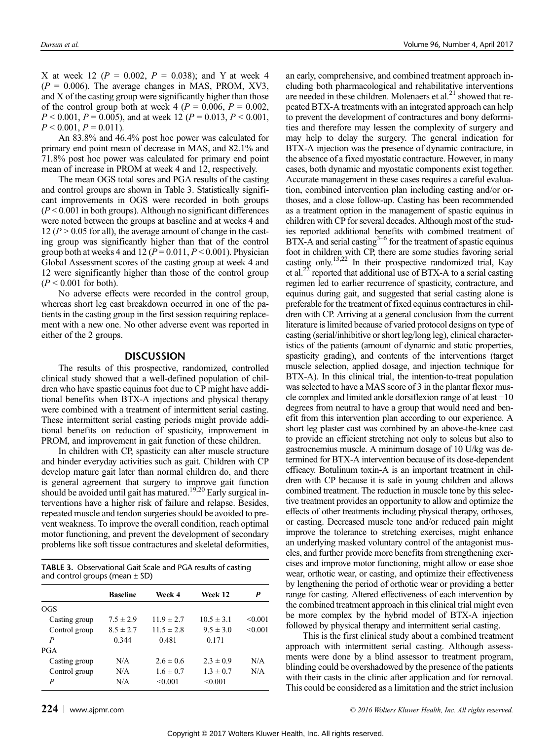X at week 12 ($P$ = 0.002, $P$ = 0.038); and Y at week 4 ($P$ = 0.006). The average changes in MAS, PROM, XV3, and X of the casting group were significantly higher than those of the control group both at week 4 ($P$ = 0.006, $P$ = 0.002, $P$ < 0.001, $P$ = 0.005), and at week 12 ($P$ = 0.013, $P$ < 0.001, $P$ < 0.001, $P$ = 0.011).

An 83.8% and 46.4% post hoc power was calculated for primary end point mean of decrease in MAS, and 82.1% and 71.8% post hoc power was calculated for primary end point mean of increase in PROM at week 4 and 12, respectively.

The mean OGS total sores and PGA results of the casting and control groups are shown in Table 3. Statistically significant improvements in OGS were recorded in both groups ($P$ < 0.001 in both groups). Although no significant differences were noted between the groups at baseline and at weeks 4 and 12 ($P$ > 0.05 for all), the average amount of change in the casting group was significantly higher than that of the control group both at weeks 4 and 12 ($P$ = 0.011, $P$ < 0.001). Physician Global Assessment scores of the casting group at week 4 and 12 were significantly higher than those of the control group ($P$ < 0.001 for both).

No adverse effects were recorded in the control group, whereas short leg cast breakdown occurred in one of the patients in the casting group in the first session requiring replacement with a new one. No other adverse event was reported in either of the 2 groups.

**TABLE 3.** Observational Gait Scale and PGA results of casting and control groups (mean ± SD)

| | Baseline | Week 4 | Week 12 | P |
|---|---|---|---|---|
| OGS | | | | |
| Casting group | 7.5 ± 2.9 | 11.9 ± 2.7 | 10.5 ± 3.1 | <0.001 |
| Control group | 8.5 ± 2.7 | 11.5 ± 2.8 | 9.5 ± 3.0 | <0.001 |
| P | 0.344 | 0.481 | 0.171 | |
| PGA | | | | |
| Casting group | N/A | 2.6 ± 0.6 | 2.3 ± 0.9 | N/A |
| Control group | N/A | 1.6 ± 0.7 | 1.3 ± 0.7 | N/A |
| P | N/A | <0.001 | <0.001 | |

## DISCUSSION

The results of this prospective, randomized, controlled clinical study showed that a well-defined population of children who have spastic equinus foot due to CP might have additional benefits when BTX-A injections and physical therapy were combined with a treatment of intermittent serial casting. These intermittent serial casting periods might provide additional benefits on reduction of spasticity, improvement in PROM, and improvement in gait function of these children.

In children with CP, spasticity can alter muscle structure and hinder everyday activities such as gait. Children with CP develop mature gait later than normal children do, and there is general agreement that surgery to improve gait function should be avoided until gait has matured.[19,20] Early surgical interventions have a higher risk of failure and relapse. Besides, repeated muscle and tendon surgeries should be avoided to prevent weakness. To improve the overall condition, reach optimal motor functioning, and prevent the development of secondary problems like soft tissue contractures and skeletal deformities, an early, comprehensive, and combined treatment approach including both pharmacological and rehabilitative interventions are needed in these children. Molenaers et al.[21] showed that repeated BTX-A treatments with an integrated approach can help to prevent the development of contractures and bony deformities and therefore may lessen the complexity of surgery and may help to delay the surgery. The general indication for BTX-A injection was the presence of dynamic contracture, in the absence of a fixed myostatic contracture. However, in many cases, both dynamic and myostatic components exist together. Accurate management in these cases requires a careful evaluation, combined intervention plan including casting and/or orthoses, and a close follow-up. Casting has been recommended as a treatment option in the management of spastic equinus in children with CP for several decades. Although most of the studies reported additional benefits with combined treatment of BTX-A and serial casting[3–6] for the treatment of spastic equinus foot in children with CP, there are some studies favoring serial casting only.[13,22] In their prospective randomized trial, Kay et al.[22] reported that additional use of BTX-A to a serial casting regimen led to earlier recurrence of spasticity, contracture, and equinus during gait, and suggested that serial casting alone is preferable for the treatment of fixed equinus contractures in children with CP. Arriving at a general conclusion from the current literature is limited because of varied protocol designs on type of casting (serial/inhibitive or short leg/long leg), clinical characteristics of the patients (amount of dynamic and static properties, spasticity grading), and contents of the interventions (target muscle selection, applied dosage, and injection technique for BTX-A). In this clinical trial, the intention-to-treat population was selected to have a MAS score of 3 in the plantar flexor muscle complex and limited ankle dorsiflexion range of at least −10 degrees from neutral to have a group that would need and benefit from this intervention plan according to our experience. A short leg plaster cast was combined by an above-the-knee cast to provide an efficient stretching not only to soleus but also to gastrocnemius muscle. A minimum dosage of 10 U/kg was determined for BTX-A intervention because of its dose-dependent efficacy. Botulinum toxin-A is an important treatment in children with CP because it is safe in young children and allows combined treatment. The reduction in muscle tone by this selective treatment provides an opportunity to allow and optimize the effects of other treatments including physical therapy, orthoses, or casting. Decreased muscle tone and/or reduced pain might improve the tolerance to stretching exercises, might enhance an underlying masked voluntary control of the antagonist muscles, and further provide more benefits from strengthening exercises and improve motor functioning, might allow or ease shoe wear, orthotic wear, or casting, and optimize their effectiveness by lengthening the period of orthotic wear or providing a better range for casting. Altered effectiveness of each intervention by the combined treatment approach in this clinical trial might even be more complex by the hybrid model of BTX-A injection followed by physical therapy and intermittent serial casting.

This is the first clinical study about a combined treatment approach with intermittent serial casting. Although assessments were done by a blind assessor to treatment program, blinding could be overshadowed by the presence of the patients with their casts in the clinic after application and for removal. This could be considered as a limitation and the strict inclusion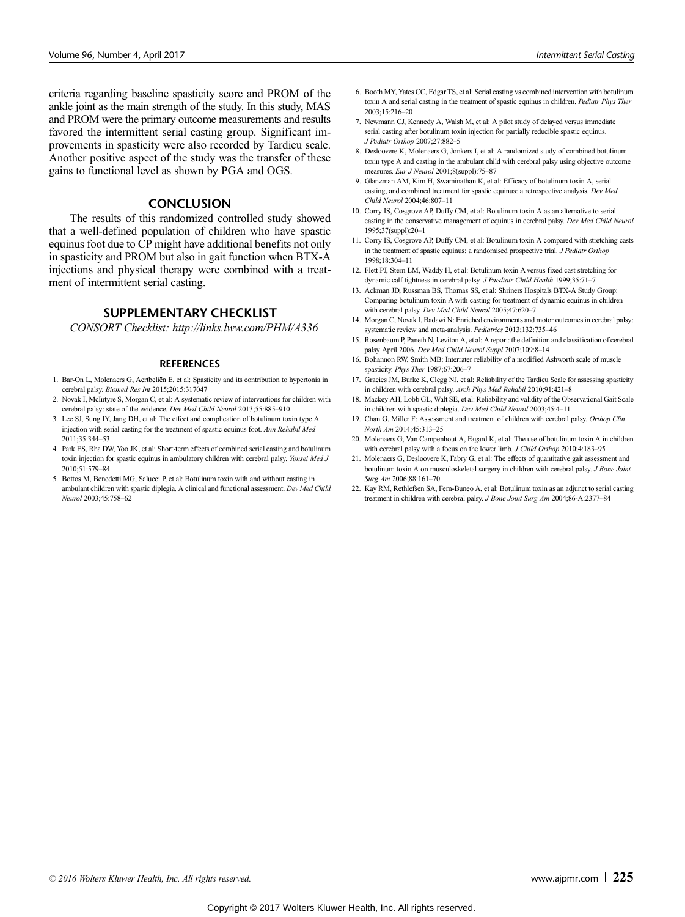criteria regarding baseline spasticity score and PROM of the ankle joint as the main strength of the study. In this study, MAS and PROM were the primary outcome measurements and results favored the intermittent serial casting group. Significant improvements in spasticity were also recorded by Tardieu scale. Another positive aspect of the study was the transfer of these gains to functional level as shown by PGA and OGS.

## CONCLUSION

The results of this randomized controlled study showed that a well-defined population of children who have spastic equinus foot due to CP might have additional benefits not only in spasticity and PROM but also in gait function when BTX-A injections and physical therapy were combined with a treatment of intermittent serial casting.

## SUPPLEMENTARY CHECKLIST

*CONSORT Checklist: http://links.lww.com/PHM/A336*

### REFERENCES

1. Bar-On L, Molenaers G, Aertbeliën E, et al: Spasticity and its contribution to hypertonia in cerebral palsy. *Biomed Res Int* 2015;2015:317047
2. Novak I, McIntyre S, Morgan C, et al: A systematic review of interventions for children with cerebral palsy: state of the evidence. *Dev Med Child Neurol* 2013;55:885–910
3. Lee SJ, Sung IY, Jang DH, et al: The effect and complication of botulinum toxin type A injection with serial casting for the treatment of spastic equinus foot. *Ann Rehabil Med* 2011;35:344–53
4. Park ES, Rha DW, Yoo JK, et al: Short-term effects of combined serial casting and botulinum toxin injection for spastic equinus in ambulatory children with cerebral palsy. *Yonsei Med J* 2010;51:579–84
5. Bottos M, Benedetti MG, Salucci P, et al: Botulinum toxin with and without casting in ambulant children with spastic diplegia. A clinical and functional assessment. *Dev Med Child Neurol* 2003;45:758–62
6. Booth MY, Yates CC, Edgar TS, et al: Serial casting vs combined intervention with botulinum toxin A and serial casting in the treatment of spastic equinus in children. *Pediatr Phys Ther* 2003;15:216–20
7. Newmann CJ, Kennedy A, Walsh M, et al: A pilot study of delayed versus immediate serial casting after botulinum toxin injection for partially reducible spastic equinus. *J Pediatr Orthop* 2007;27:882–5
8. Desloovere K, Molenaers G, Jonkers I, et al: A randomized study of combined botulinum toxin type A and casting in the ambulant child with cerebral palsy using objective outcome measures. *Eur J Neurol* 2001;8(suppl):75–87
9. Glanzman AM, Kim H, Swaminathan K, et al: Efficacy of botulinum toxin A, serial casting, and combined treatment for spastic equinus: a retrospective analysis. *Dev Med Child Neurol* 2004;46:807–11
10. Corry IS, Cosgrove AP, Duffy CM, et al: Botulinum toxin A as an alternative to serial casting in the conservative management of equinus in cerebral palsy. *Dev Med Child Neurol* 1995;37(suppl):20–1
11. Corry IS, Cosgrove AP, Duffy CM, et al: Botulinum toxin A compared with stretching casts in the treatment of spastic equinus: a randomised prospective trial. *J Pediatr Orthop* 1998;18:304–11
12. Flett PJ, Stern LM, Waddy H, et al: Botulinum toxin A versus fixed cast stretching for dynamic calf tightness in cerebral palsy. *J Paediatr Child Health* 1999;35:71–7
13. Ackman JD, Russman BS, Thomas SS, et al: Shriners Hospitals BTX-A Study Group: Comparing botulinum toxin A with casting for treatment of dynamic equinus in children with cerebral palsy. *Dev Med Child Neurol* 2005;47:620–7
14. Morgan C, Novak I, Badawi N: Enriched environments and motor outcomes in cerebral palsy: systematic review and meta-analysis. *Pediatrics* 2013;132:735–46
15. Rosenbaum P, Paneth N, Leviton A, et al: A report: the definition and classification of cerebral palsy April 2006. *Dev Med Child Neurol Suppl* 2007;109:8–14
16. Bohannon RW, Smith MB: Interrater reliability of a modified Ashworth scale of muscle spasticity. *Phys Ther* 1987;67:206–7
17. Gracies JM, Burke K, Clegg NJ, et al: Reliability of the Tardieu Scale for assessing spasticity in children with cerebral palsy. *Arch Phys Med Rehabil* 2010;91:421–8
18. Mackey AH, Lobb GL, Walt SE, et al: Reliability and validity of the Observational Gait Scale in children with spastic diplegia. *Dev Med Child Neurol* 2003;45:4–11
19. Chan G, Miller F: Assessment and treatment of children with cerebral palsy. *Orthop Clin North Am* 2014;45:313–25
20. Molenaers G, Van Campenhout A, Fagard K, et al: The use of botulinum toxin A in children with cerebral palsy with a focus on the lower limb. *J Child Orthop* 2010;4:183–95
21. Molenaers G, Desloovere K, Fabry G, et al: The effects of quantitative gait assessment and botulinum toxin A on musculoskeletal surgery in children with cerebral palsy. *J Bone Joint Surg Am* 2006;88:161–70
22. Kay RM, Rethlefsen SA, Fern-Buneo A, et al: Botulinum toxin as an adjunct to serial casting treatment in children with cerebral palsy. *J Bone Joint Surg Am* 2004;86-A:2377–84